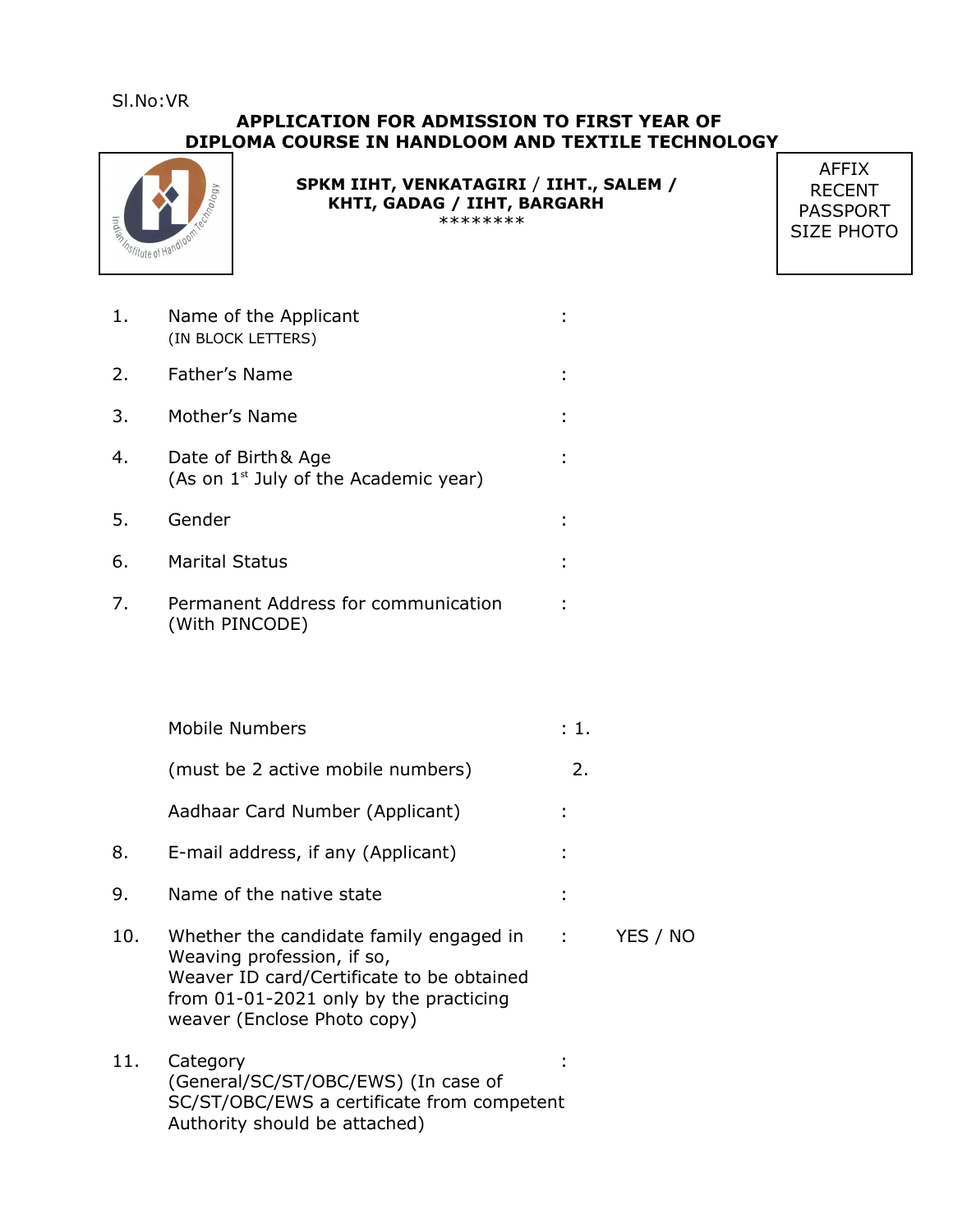Sl.No:VR

## APPLICATION FOR ADMISSION TO FIRST YEAR OF DIPLOMA COURSE IN HANDLOOM AND TEXTILE TECHNOLOGY

**SPKM IIHT, VENKATAGIRI / IIHT., SALEM / KHTI, GADAG / IIHT, BARGARH**

********

AFFIX RECENT PASSPORT SIZE PHOTO

| | | | |
|---|---|---|---|
| 1. | Name of the Applicant (IN BLOCK LETTERS) | : | |
| 2. | Father's Name | : | |
| 3. | Mother's Name | : | |
| 4. | Date of Birth & Age (As on 1st July of the Academic year) | : | |
| 5. | Gender | : | |
| 6. | Marital Status | : | |
| 7. | Permanent Address for communication (With PINCODE) | : | |
| | Mobile Numbers (must be 2 active mobile numbers) | : | 1.<br>2. |
| | Aadhaar Card Number (Applicant) | : | |
| 8. | E-mail address, if any (Applicant) | : | |
| 9. | Name of the native state | : | |
| 10. | Whether the candidate family engaged in Weaving profession, if so, Weaver ID card/Certificate to be obtained from 01-01-2021 only by the practicing weaver (Enclose Photo copy) | : | YES / NO |
| 11. | Category (General/SC/ST/OBC/EWS) (In case of SC/ST/OBC/EWS a certificate from competent Authority should be attached) | : | |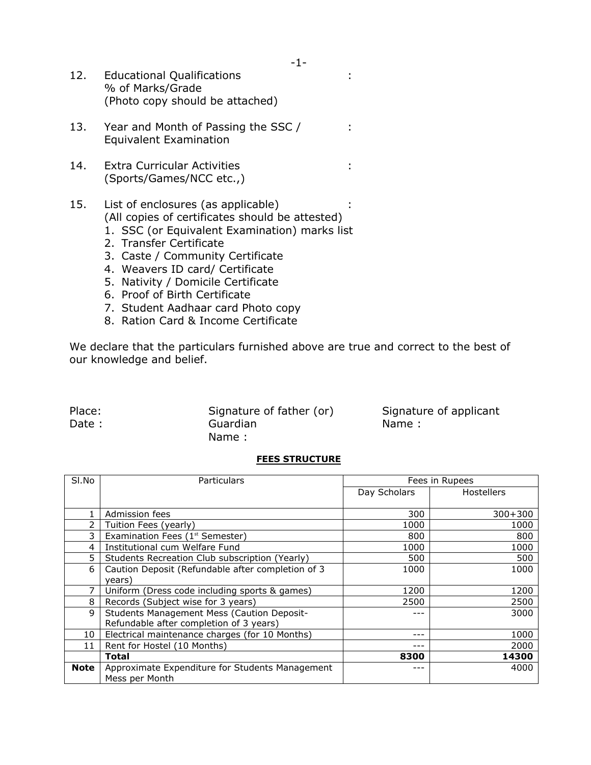12. Educational Qualifications :
    % of Marks/Grade
    (Photo copy should be attached)

13. Year and Month of Passing the SSC / :
    Equivalent Examination

14. Extra Curricular Activities :
    (Sports/Games/NCC etc.,)

15. List of enclosures (as applicable) :
    (All copies of certificates should be attested)
    1. SSC (or Equivalent Examination) marks list
    2. Transfer Certificate
    3. Caste / Community Certificate
    4. Weavers ID card/ Certificate
    5. Nativity / Domicile Certificate
    6. Proof of Birth Certificate
    7. Student Aadhaar card Photo copy
    8. Ration Card & Income Certificate

We declare that the particulars furnished above are true and correct to the best of our knowledge and belief.

Place:
Date :

Signature of father (or) Guardian
Name :

Signature of applicant
Name :

**FEES STRUCTURE**

| Sl.No | Particulars | Fees in Rupees | |
|---|---|---|---|
| | | Day Scholars | Hostellers |
| 1 | Admission fees | 300 | 300+300 |
| 2 | Tuition Fees (yearly) | 1000 | 1000 |
| 3 | Examination Fees (1st Semester) | 800 | 800 |
| 4 | Institutional cum Welfare Fund | 1000 | 1000 |
| 5 | Students Recreation Club subscription (Yearly) | 500 | 500 |
| 6 | Caution Deposit (Refundable after completion of 3 years) | 1000 | 1000 |
| 7 | Uniform (Dress code including sports & games) | 1200 | 1200 |
| 8 | Records (Subject wise for 3 years) | 2500 | 2500 |
| 9 | Students Management Mess (Caution Deposit- Refundable after completion of 3 years) | --- | 3000 |
| 10 | Electrical maintenance charges (for 10 Months) | --- | 1000 |
| 11 | Rent for Hostel (10 Months) | --- | 2000 |
| | **Total** | **8300** | **14300** |
| **Note** | Approximate Expenditure for Students Management Mess per Month | --- | 4000 |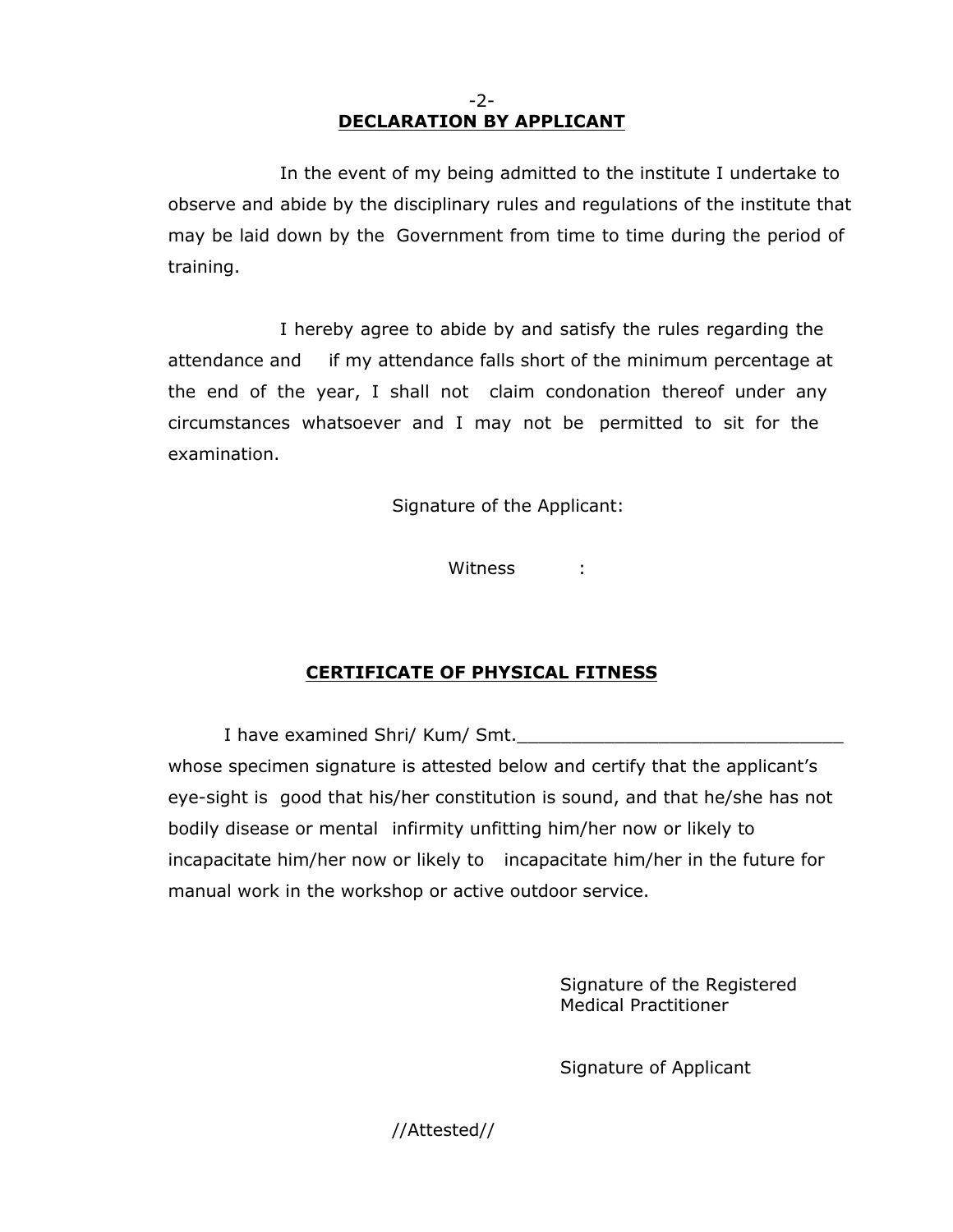## DECLARATION BY APPLICANT

In the event of my being admitted to the institute I undertake to observe and abide by the disciplinary rules and regulations of the institute that may be laid down by the Government from time to time during the period of training.

I hereby agree to abide by and satisfy the rules regarding the attendance and if my attendance falls short of the minimum percentage at the end of the year, I shall not claim condonation thereof under any circumstances whatsoever and I may not be permitted to sit for the examination.

Signature of the Applicant:

Witness :

## CERTIFICATE OF PHYSICAL FITNESS

I have examined Shri/ Kum/ Smt.______________________________ whose specimen signature is attested below and certify that the applicant's eye-sight is good that his/her constitution is sound, and that he/she has not bodily disease or mental infirmity unfitting him/her now or likely to incapacitate him/her now or likely to incapacitate him/her in the future for manual work in the workshop or active outdoor service.

Signature of the Registered Medical Practitioner

Signature of Applicant

//Attested//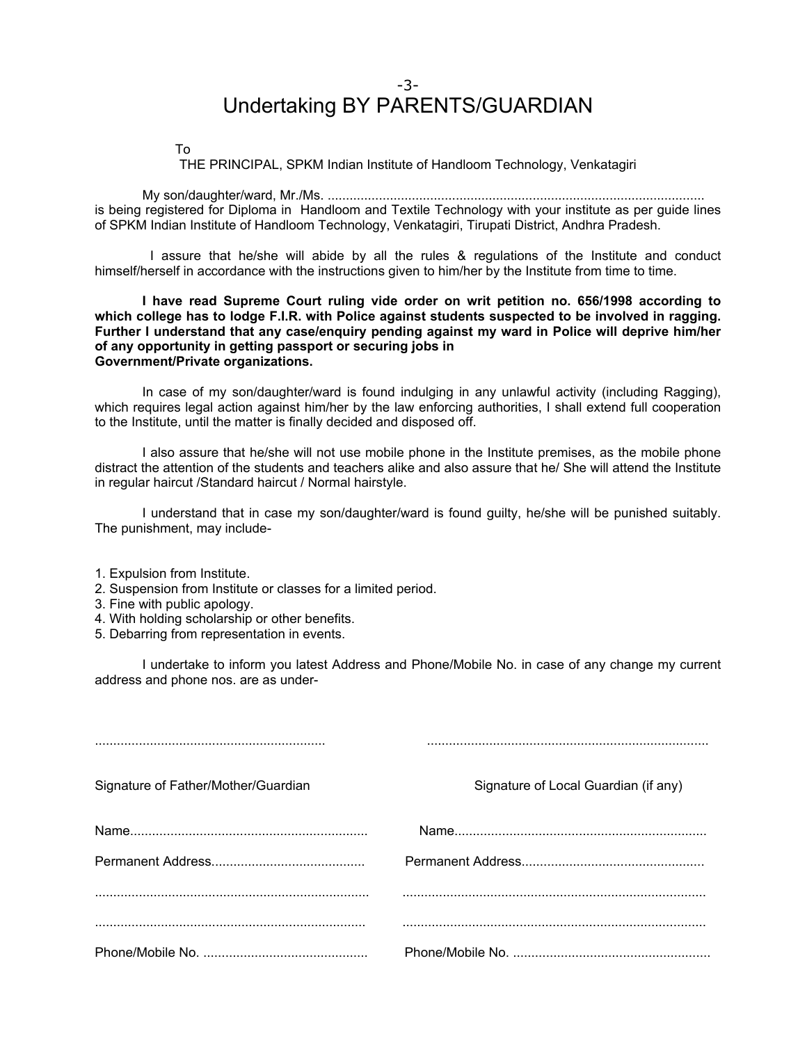# Undertaking BY PARENTS/GUARDIAN

To
THE PRINCIPAL, SPKM Indian Institute of Handloom Technology, Venkatagiri

My son/daughter/ward, Mr./Ms. ....................................................................................................... is being registered for Diploma in Handloom and Textile Technology with your institute as per guide lines of SPKM Indian Institute of Handloom Technology, Venkatagiri, Tirupati District, Andhra Pradesh.

I assure that he/she will abide by all the rules & regulations of the Institute and conduct himself/herself in accordance with the instructions given to him/her by the Institute from time to time.

**I have read Supreme Court ruling vide order on writ petition no. 656/1998 according to which college has to lodge F.I.R. with Police against students suspected to be involved in ragging. Further I understand that any case/enquiry pending against my ward in Police will deprive him/her of any opportunity in getting passport or securing jobs in Government/Private organizations.**

In case of my son/daughter/ward is found indulging in any unlawful activity (including Ragging), which requires legal action against him/her by the law enforcing authorities, I shall extend full cooperation to the Institute, until the matter is finally decided and disposed off.

I also assure that he/she will not use mobile phone in the Institute premises, as the mobile phone distract the attention of the students and teachers alike and also assure that he/ She will attend the Institute in regular haircut /Standard haircut / Normal hairstyle.

I understand that in case my son/daughter/ward is found guilty, he/she will be punished suitably. The punishment, may include-

1. Expulsion from Institute.
2. Suspension from Institute or classes for a limited period.
3. Fine with public apology.
4. With holding scholarship or other benefits.
5. Debarring from representation in events.

I undertake to inform you latest Address and Phone/Mobile No. in case of any change my current address and phone nos. are as under-

| .............................................................. | .............................................................................. |
|---|---|
| Signature of Father/Mother/Guardian | Signature of Local Guardian (if any) |
| Name................................................................ | Name.................................................................... |
| Permanent Address......................................... | Permanent Address................................................. |
| .......................................................................... | .................................................................................. |
| .......................................................................... | .................................................................................. |
| Phone/Mobile No. ............................................ | Phone/Mobile No. ..................................................... |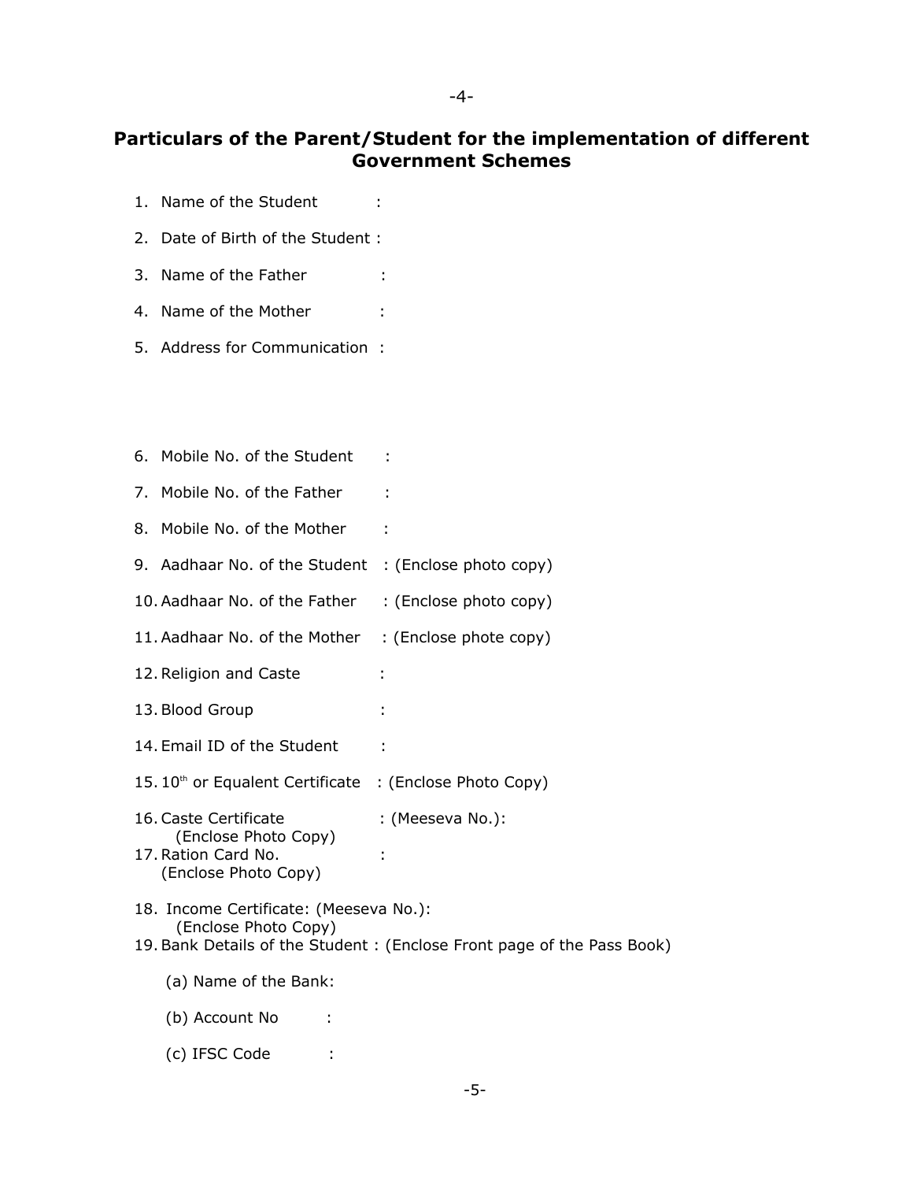## Particulars of the Parent/Student for the implementation of different Government Schemes

1. Name of the Student :
2. Date of Birth of the Student :
3. Name of the Father :
4. Name of the Mother :
5. Address for Communication :

6. Mobile No. of the Student :
7. Mobile No. of the Father :
8. Mobile No. of the Mother :
9. Aadhaar No. of the Student : (Enclose photo copy)
10. Aadhaar No. of the Father : (Enclose photo copy)
11. Aadhaar No. of the Mother : (Enclose phote copy)
12. Religion and Caste :
13. Blood Group :
14. Email ID of the Student :
15. 10th or Equalent Certificate : (Enclose Photo Copy)
16. Caste Certificate : (Meeseva No.):
    (Enclose Photo Copy)
17. Ration Card No. :
    (Enclose Photo Copy)
18. Income Certificate: (Meeseva No.):
    (Enclose Photo Copy)
19. Bank Details of the Student : (Enclose Front page of the Pass Book)

    (a) Name of the Bank:

    (b) Account No :

    (c) IFSC Code :

-5-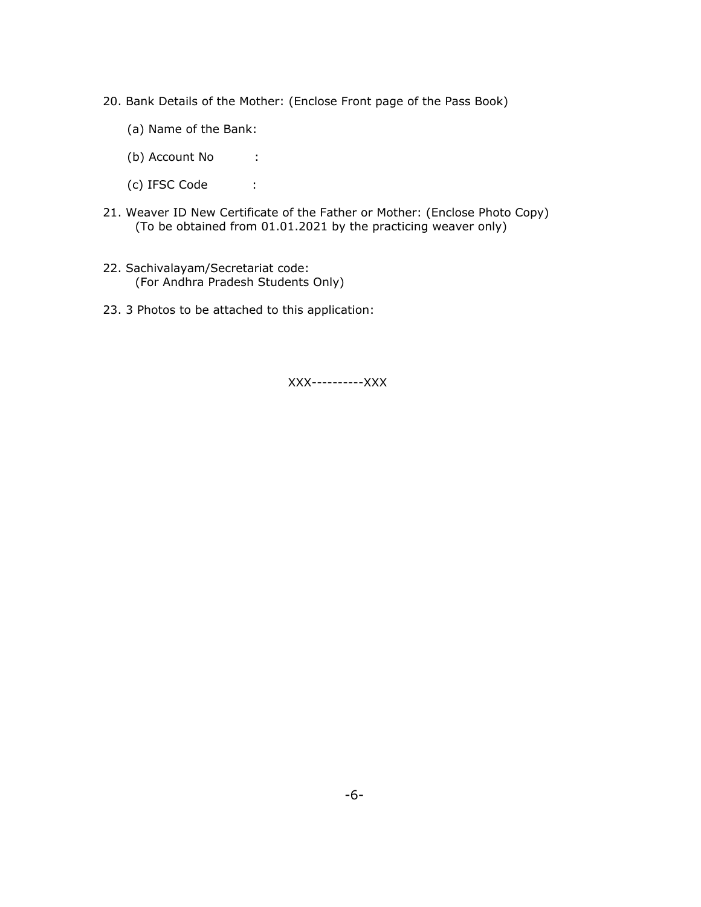20. Bank Details of the Mother: (Enclose Front page of the Pass Book)

    (a) Name of the Bank:

    (b) Account No :

    (c) IFSC Code :

21. Weaver ID New Certificate of the Father or Mother: (Enclose Photo Copy)
    (To be obtained from 01.01.2021 by the practicing weaver only)

22. Sachivalayam/Secretariat code:
    (For Andhra Pradesh Students Only)

23. 3 Photos to be attached to this application:

XXX----------XXX